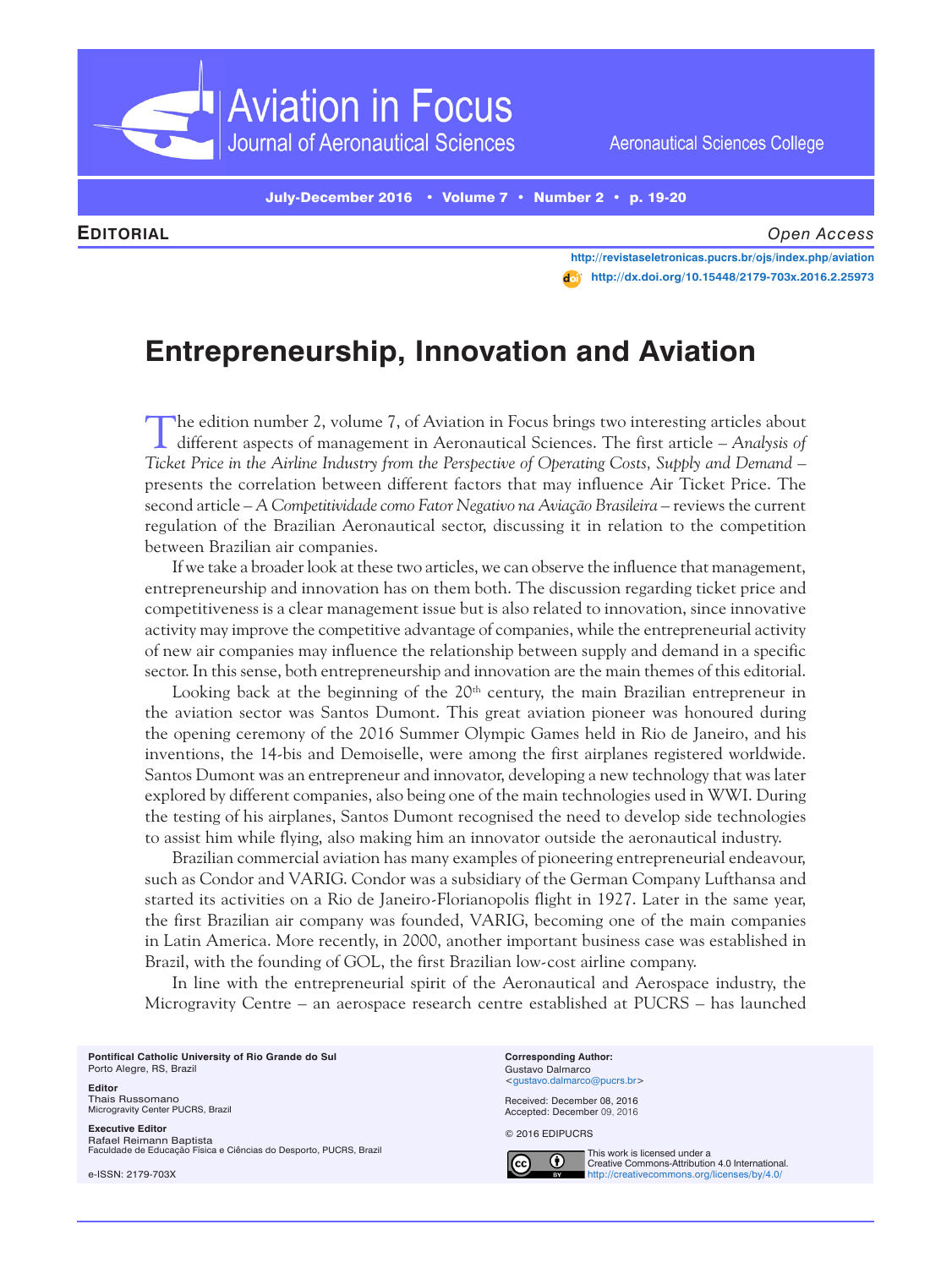**EDITORIAL**

*Open Access*

http://revistaseletronicas.pucrs.br/ojs/index.php/aviation

http://dx.doi.org/10.15448/2179-703x.2016.2.25973

# Entrepreneurship, Innovation and Aviation

The edition number 2, volume 7, of Aviation in Focus brings two interesting articles about different aspects of management in Aeronautical Sciences. The first article – *Analysis of Ticket Price in the Airline Industry from the Perspective of Operating Costs, Supply and Demand* – presents the correlation between different factors that may influence Air Ticket Price. The second article – *A Competitividade como Fator Negativo na Aviação Brasileira* – reviews the current regulation of the Brazilian Aeronautical sector, discussing it in relation to the competition between Brazilian air companies.

If we take a broader look at these two articles, we can observe the influence that management, entrepreneurship and innovation has on them both. The discussion regarding ticket price and competitiveness is a clear management issue but is also related to innovation, since innovative activity may improve the competitive advantage of companies, while the entrepreneurial activity of new air companies may influence the relationship between supply and demand in a specific sector. In this sense, both entrepreneurship and innovation are the main themes of this editorial.

Looking back at the beginning of the 20th century, the main Brazilian entrepreneur in the aviation sector was Santos Dumont. This great aviation pioneer was honoured during the opening ceremony of the 2016 Summer Olympic Games held in Rio de Janeiro, and his inventions, the 14-bis and Demoiselle, were among the first airplanes registered worldwide. Santos Dumont was an entrepreneur and innovator, developing a new technology that was later explored by different companies, also being one of the main technologies used in WWI. During the testing of his airplanes, Santos Dumont recognised the need to develop side technologies to assist him while flying, also making him an innovator outside the aeronautical industry.

Brazilian commercial aviation has many examples of pioneering entrepreneurial endeavour, such as Condor and VARIG. Condor was a subsidiary of the German Company Lufthansa and started its activities on a Rio de Janeiro-Florianopolis flight in 1927. Later in the same year, the first Brazilian air company was founded, VARIG, becoming one of the main companies in Latin America. More recently, in 2000, another important business case was established in Brazil, with the founding of GOL, the first Brazilian low-cost airline company.

In line with the entrepreneurial spirit of the Aeronautical and Aerospace industry, the Microgravity Centre – an aerospace research centre established at PUCRS – has launched

---

**Pontifical Catholic University of Rio Grande do Sul**
Porto Alegre, RS, Brazil

**Editor**
Thais Russomano
Microgravity Center PUCRS, Brazil

**Executive Editor**
Rafael Reimann Baptista
Faculdade de Educação Física e Ciências do Desporto, PUCRS, Brazil

e-ISSN: 2179-703X

**Corresponding Author:**
Gustavo Dalmarco
<gustavo.dalmarco@pucrs.br>

Received: December 08, 2016
Accepted: December 09, 2016

© 2016 EDIPUCRS

This work is licensed under a Creative Commons-Attribution 4.0 International.
http://creativecommons.org/licenses/by/4.0/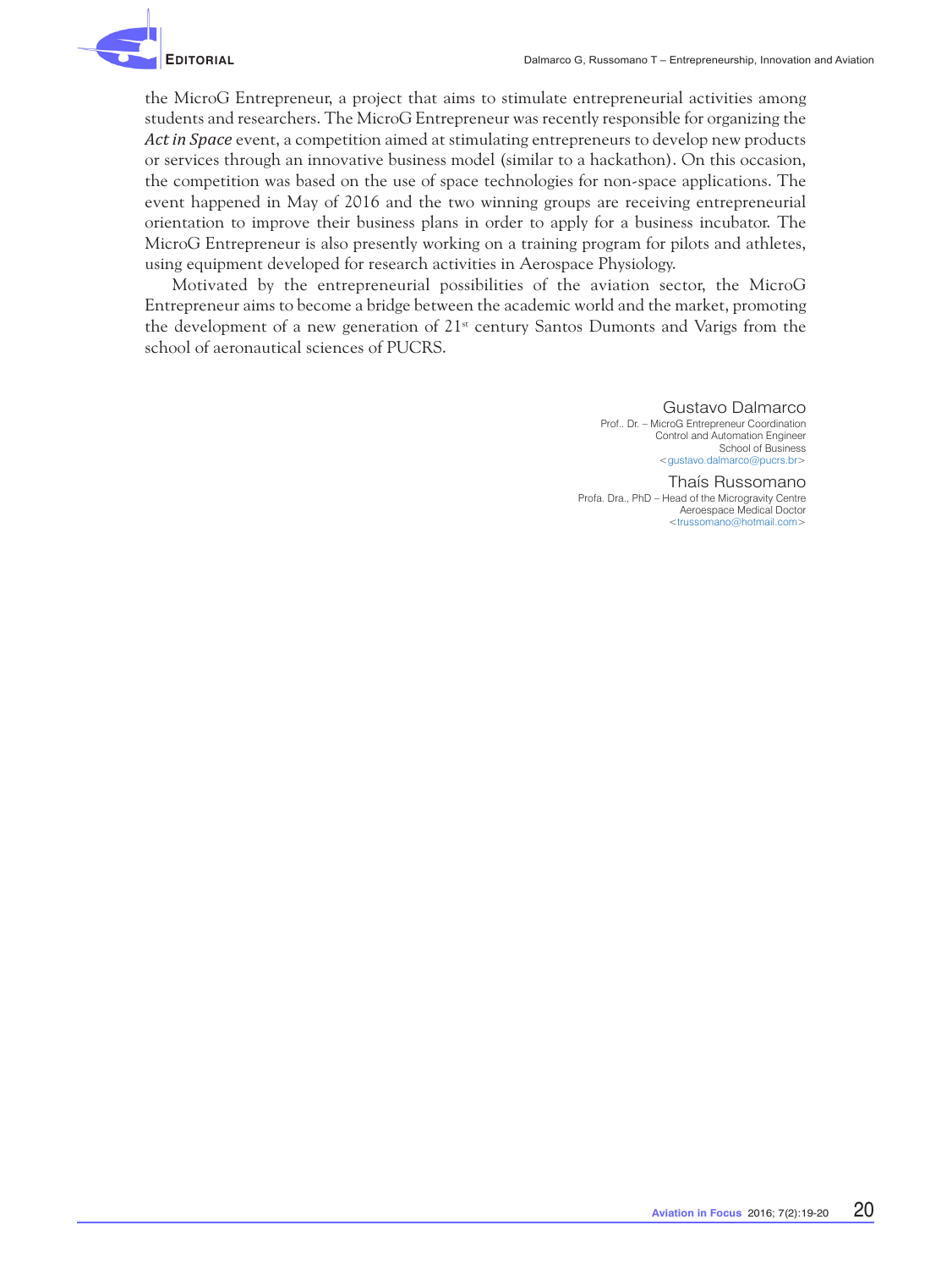the MicroG Entrepreneur, a project that aims to stimulate entrepreneurial activities among students and researchers. The MicroG Entrepreneur was recently responsible for organizing the *Act in Space* event, a competition aimed at stimulating entrepreneurs to develop new products or services through an innovative business model (similar to a hackathon). On this occasion, the competition was based on the use of space technologies for non-space applications. The event happened in May of 2016 and the two winning groups are receiving entrepreneurial orientation to improve their business plans in order to apply for a business incubator. The MicroG Entrepreneur is also presently working on a training program for pilots and athletes, using equipment developed for research activities in Aerospace Physiology.

Motivated by the entrepreneurial possibilities of the aviation sector, the MicroG Entrepreneur aims to become a bridge between the academic world and the market, promoting the development of a new generation of 21st century Santos Dumonts and Varigs from the school of aeronautical sciences of PUCRS.

Gustavo Dalmarco
Prof.. Dr. – MicroG Entrepreneur Coordination
Control and Automation Engineer
School of Business
<gustavo.dalmarco@pucrs.br>

Thaís Russomano
Profa. Dra., PhD – Head of the Microgravity Centre
Aeroespace Medical Doctor
<trussomano@hotmail.com>